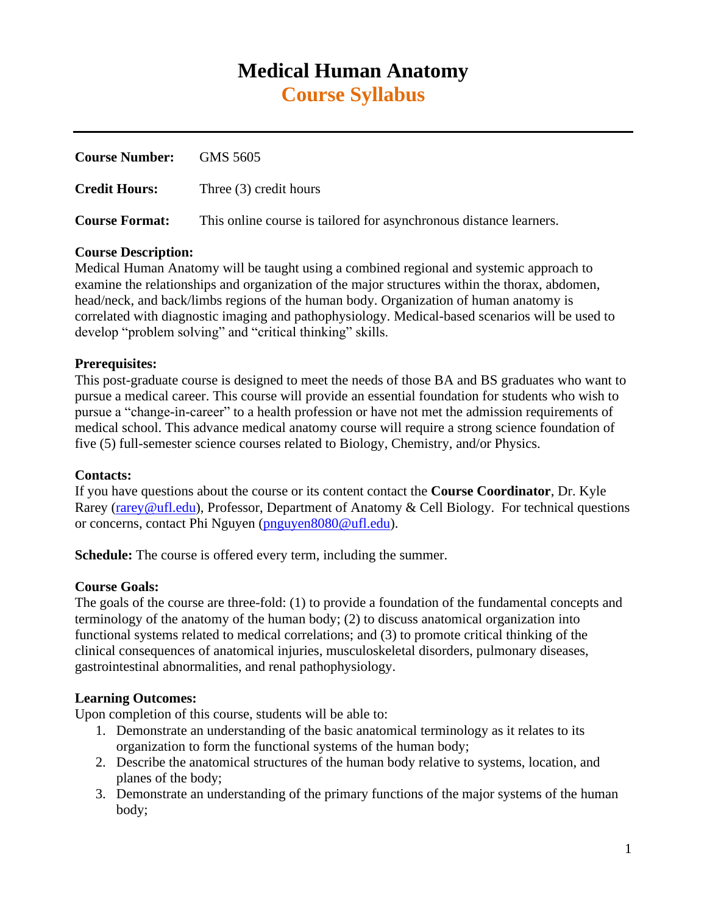# Medical Human Anatomy
## Course Syllabus

---

**Course Number:** GMS 5605

**Credit Hours:** Three (3) credit hours

**Course Format:** This online course is tailored for asynchronous distance learners.

**Course Description:**
Medical Human Anatomy will be taught using a combined regional and systemic approach to examine the relationships and organization of the major structures within the thorax, abdomen, head/neck, and back/limbs regions of the human body. Organization of human anatomy is correlated with diagnostic imaging and pathophysiology. Medical-based scenarios will be used to develop "problem solving" and "critical thinking" skills.

**Prerequisites:**
This post-graduate course is designed to meet the needs of those BA and BS graduates who want to pursue a medical career. This course will provide an essential foundation for students who wish to pursue a "change-in-career" to a health profession or have not met the admission requirements of medical school. This advance medical anatomy course will require a strong science foundation of five (5) full-semester science courses related to Biology, Chemistry, and/or Physics.

**Contacts:**
If you have questions about the course or its content contact the **Course Coordinator**, Dr. Kyle Rarey (rarey@ufl.edu), Professor, Department of Anatomy & Cell Biology. For technical questions or concerns, contact Phi Nguyen (pnguyen8080@ufl.edu).

**Schedule:** The course is offered every term, including the summer.

**Course Goals:**
The goals of the course are three-fold: (1) to provide a foundation of the fundamental concepts and terminology of the anatomy of the human body; (2) to discuss anatomical organization into functional systems related to medical correlations; and (3) to promote critical thinking of the clinical consequences of anatomical injuries, musculoskeletal disorders, pulmonary diseases, gastrointestinal abnormalities, and renal pathophysiology.

**Learning Outcomes:**
Upon completion of this course, students will be able to:

1. Demonstrate an understanding of the basic anatomical terminology as it relates to its organization to form the functional systems of the human body;
2. Describe the anatomical structures of the human body relative to systems, location, and planes of the body;
3. Demonstrate an understanding of the primary functions of the major systems of the human body;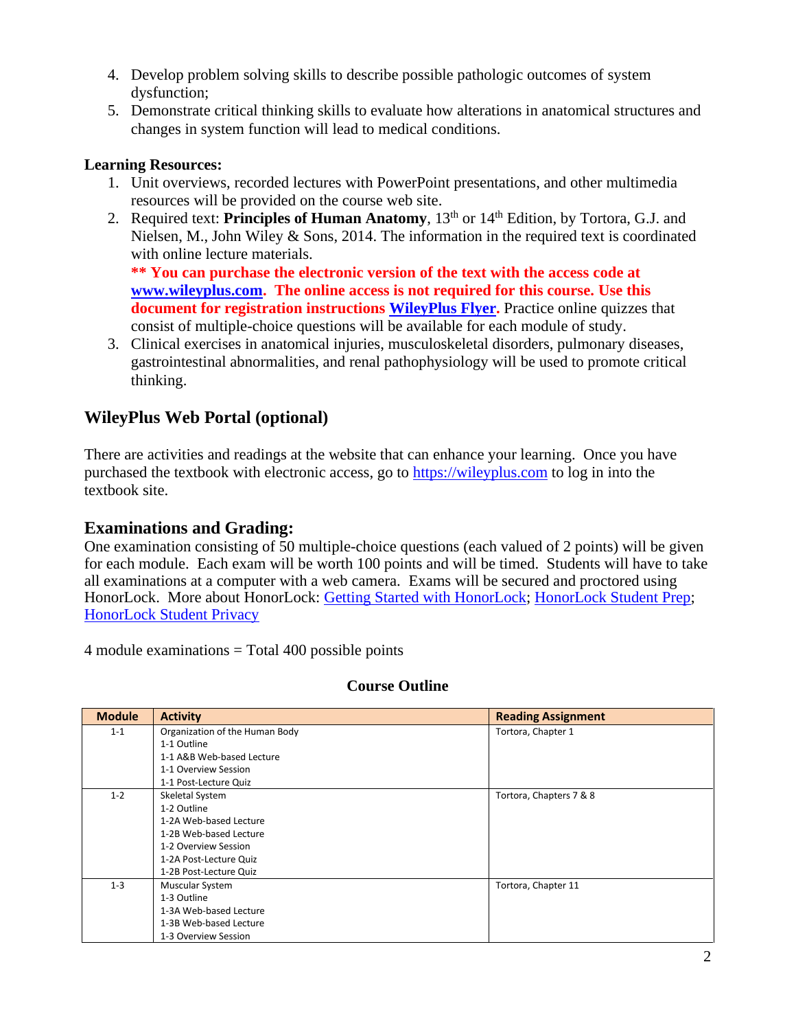4. Develop problem solving skills to describe possible pathologic outcomes of system dysfunction;
5. Demonstrate critical thinking skills to evaluate how alterations in anatomical structures and changes in system function will lead to medical conditions.

**Learning Resources:**

1. Unit overviews, recorded lectures with PowerPoint presentations, and other multimedia resources will be provided on the course web site.
2. Required text: **Principles of Human Anatomy**, 13th or 14th Edition, by Tortora, G.J. and Nielsen, M., John Wiley & Sons, 2014. The information in the required text is coordinated with online lecture materials.
   **** You can purchase the electronic version of the text with the access code at [www.wileyplus.com](www.wileyplus.com). The online access is not required for this course. Use this document for registration instructions [WileyPlus Flyer](). ** Practice online quizzes that consist of multiple-choice questions will be available for each module of study.
3. Clinical exercises in anatomical injuries, musculoskeletal disorders, pulmonary diseases, gastrointestinal abnormalities, and renal pathophysiology will be used to promote critical thinking.

## WileyPlus Web Portal (optional)

There are activities and readings at the website that can enhance your learning. Once you have purchased the textbook with electronic access, go to [https://wileyplus.com](https://wileyplus.com) to log in into the textbook site.

## Examinations and Grading:

One examination consisting of 50 multiple-choice questions (each valued of 2 points) will be given for each module. Each exam will be worth 100 points and will be timed. Students will have to take all examinations at a computer with a web camera. Exams will be secured and proctored using HonorLock. More about HonorLock: [Getting Started with HonorLock](); [HonorLock Student Prep](); [HonorLock Student Privacy]()

4 module examinations = Total 400 possible points

**Course Outline**

| Module | Activity | Reading Assignment |
|---|---|---|
| 1-1 | Organization of the Human Body<br>1-1 Outline<br>1-1 A&B Web-based Lecture<br>1-1 Overview Session<br>1-1 Post-Lecture Quiz | Tortora, Chapter 1 |
| 1-2 | Skeletal System<br>1-2 Outline<br>1-2A Web-based Lecture<br>1-2B Web-based Lecture<br>1-2 Overview Session<br>1-2A Post-Lecture Quiz<br>1-2B Post-Lecture Quiz | Tortora, Chapters 7 & 8 |
| 1-3 | Muscular System<br>1-3 Outline<br>1-3A Web-based Lecture<br>1-3B Web-based Lecture<br>1-3 Overview Session | Tortora, Chapter 11 |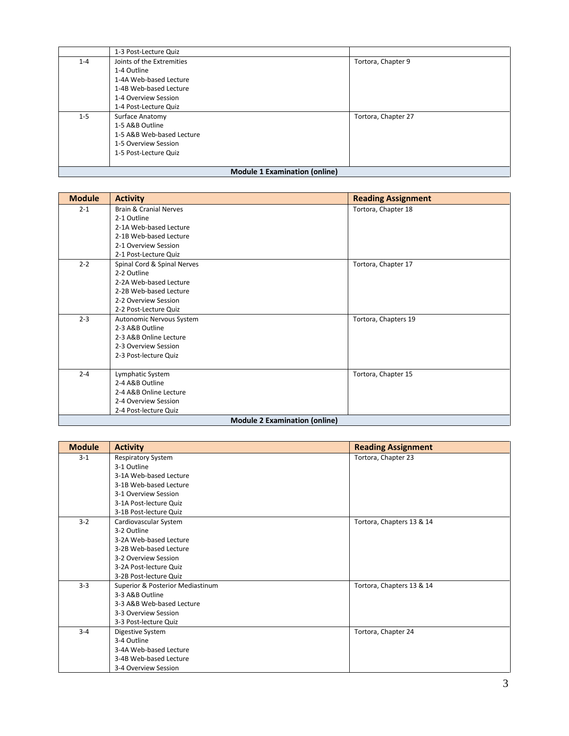| Module | Activity | Reading Assignment |
| --- | --- | --- |
| | 1-3 Post-Lecture Quiz | |
| 1-4 | Joints of the Extremities<br>1-4 Outline<br>1-4A Web-based Lecture<br>1-4B Web-based Lecture<br>1-4 Overview Session<br>1-4 Post-Lecture Quiz | Tortora, Chapter 9 |
| 1-5 | Surface Anatomy<br>1-5 A&B Outline<br>1-5 A&B Web-based Lecture<br>1-5 Overview Session<br>1-5 Post-Lecture Quiz | Tortora, Chapter 27 |
| | **Module 1 Examination (online)** | |

| Module | Activity | Reading Assignment |
| --- | --- | --- |
| 2-1 | Brain & Cranial Nerves<br>2-1 Outline<br>2-1A Web-based Lecture<br>2-1B Web-based Lecture<br>2-1 Overview Session<br>2-1 Post-Lecture Quiz | Tortora, Chapter 18 |
| 2-2 | Spinal Cord & Spinal Nerves<br>2-2 Outline<br>2-2A Web-based Lecture<br>2-2B Web-based Lecture<br>2-2 Overview Session<br>2-2 Post-Lecture Quiz | Tortora, Chapter 17 |
| 2-3 | Autonomic Nervous System<br>2-3 A&B Outline<br>2-3 A&B Online Lecture<br>2-3 Overview Session<br>2-3 Post-lecture Quiz | Tortora, Chapters 19 |
| 2-4 | Lymphatic System<br>2-4 A&B Outline<br>2-4 A&B Online Lecture<br>2-4 Overview Session<br>2-4 Post-lecture Quiz | Tortora, Chapter 15 |
| | **Module 2 Examination (online)** | |

| Module | Activity | Reading Assignment |
| --- | --- | --- |
| 3-1 | Respiratory System<br>3-1 Outline<br>3-1A Web-based Lecture<br>3-1B Web-based Lecture<br>3-1 Overview Session<br>3-1A Post-lecture Quiz<br>3-1B Post-lecture Quiz | Tortora, Chapter 23 |
| 3-2 | Cardiovascular System<br>3-2 Outline<br>3-2A Web-based Lecture<br>3-2B Web-based Lecture<br>3-2 Overview Session<br>3-2A Post-lecture Quiz<br>3-2B Post-lecture Quiz | Tortora, Chapters 13 & 14 |
| 3-3 | Superior & Posterior Mediastinum<br>3-3 A&B Outline<br>3-3 A&B Web-based Lecture<br>3-3 Overview Session<br>3-3 Post-lecture Quiz | Tortora, Chapters 13 & 14 |
| 3-4 | Digestive System<br>3-4 Outline<br>3-4A Web-based Lecture<br>3-4B Web-based Lecture<br>3-4 Overview Session | Tortora, Chapter 24 |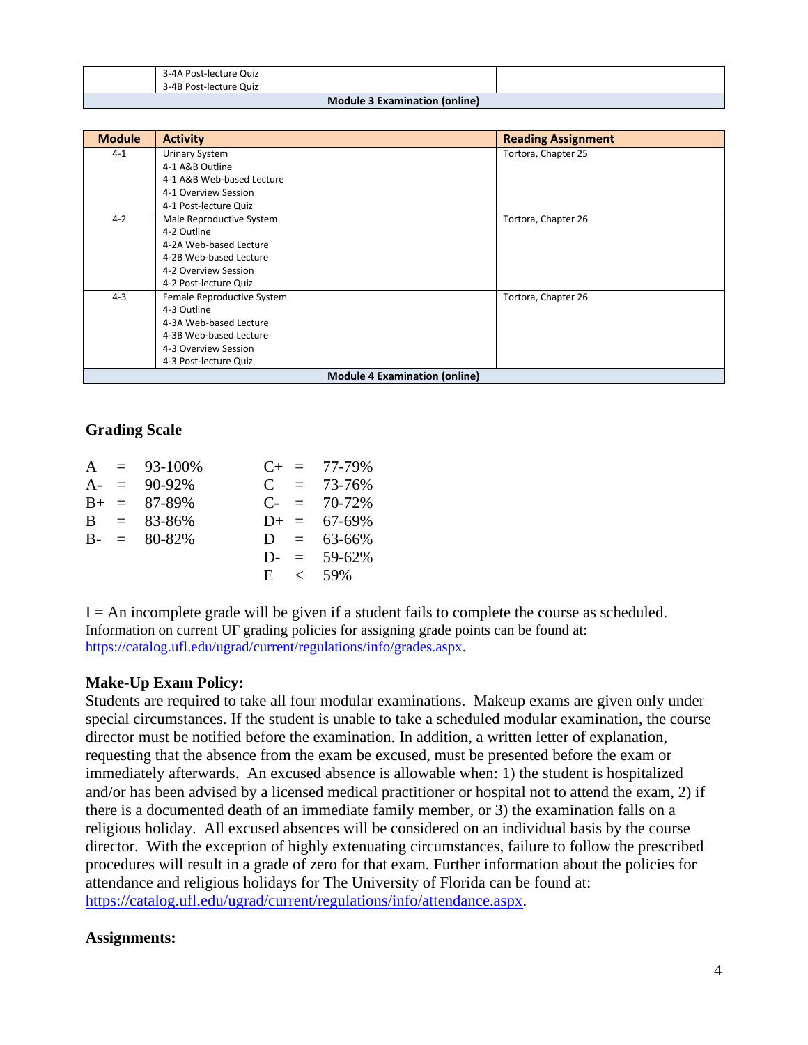| | | |
|---|---|---|
| | 3-4A Post-lecture Quiz<br>3-4B Post-lecture Quiz | |
| **Module 3 Examination (online)** | | |

| Module | Activity | Reading Assignment |
|---|---|---|
| 4-1 | Urinary System<br>4-1 A&B Outline<br>4-1 A&B Web-based Lecture<br>4-1 Overview Session<br>4-1 Post-lecture Quiz | Tortora, Chapter 25 |
| 4-2 | Male Reproductive System<br>4-2 Outline<br>4-2A Web-based Lecture<br>4-2B Web-based Lecture<br>4-2 Overview Session<br>4-2 Post-lecture Quiz | Tortora, Chapter 26 |
| 4-3 | Female Reproductive System<br>4-3 Outline<br>4-3A Web-based Lecture<br>4-3B Web-based Lecture<br>4-3 Overview Session<br>4-3 Post-lecture Quiz | Tortora, Chapter 26 |
| **Module 4 Examination (online)** | | |

### Grading Scale

| | | | | | |
|---|---|---|---|---|---|
| A | = | 93-100% | C+ | = | 77-79% |
| A- | = | 90-92% | C | = | 73-76% |
| B+ | = | 87-89% | C- | = | 70-72% |
| B | = | 83-86% | D+ | = | 67-69% |
| B- | = | 80-82% | D | = | 63-66% |
| | | | D- | = | 59-62% |
| | | | E | < | 59% |

I = An incomplete grade will be given if a student fails to complete the course as scheduled. Information on current UF grading policies for assigning grade points can be found at: https://catalog.ufl.edu/ugrad/current/regulations/info/grades.aspx.

### Make-Up Exam Policy:

Students are required to take all four modular examinations. Makeup exams are given only under special circumstances. If the student is unable to take a scheduled modular examination, the course director must be notified before the examination. In addition, a written letter of explanation, requesting that the absence from the exam be excused, must be presented before the exam or immediately afterwards. An excused absence is allowable when: 1) the student is hospitalized and/or has been advised by a licensed medical practitioner or hospital not to attend the exam, 2) if there is a documented death of an immediate family member, or 3) the examination falls on a religious holiday. All excused absences will be considered on an individual basis by the course director. With the exception of highly extenuating circumstances, failure to follow the prescribed procedures will result in a grade of zero for that exam. Further information about the policies for attendance and religious holidays for The University of Florida can be found at: https://catalog.ufl.edu/ugrad/current/regulations/info/attendance.aspx.

### Assignments: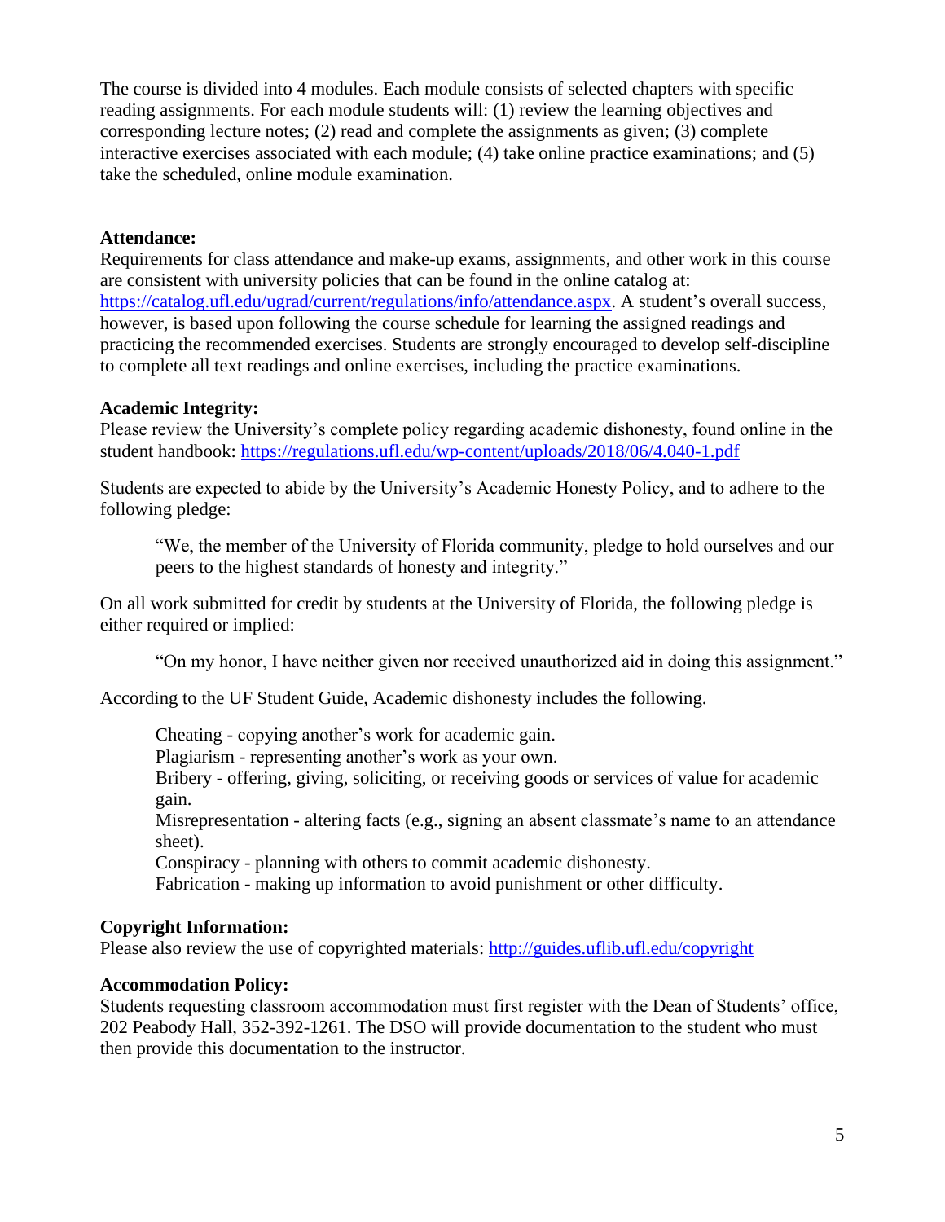The course is divided into 4 modules. Each module consists of selected chapters with specific reading assignments. For each module students will: (1) review the learning objectives and corresponding lecture notes; (2) read and complete the assignments as given; (3) complete interactive exercises associated with each module; (4) take online practice examinations; and (5) take the scheduled, online module examination.

**Attendance:**
Requirements for class attendance and make-up exams, assignments, and other work in this course are consistent with university policies that can be found in the online catalog at: https://catalog.ufl.edu/ugrad/current/regulations/info/attendance.aspx. A student's overall success, however, is based upon following the course schedule for learning the assigned readings and practicing the recommended exercises. Students are strongly encouraged to develop self-discipline to complete all text readings and online exercises, including the practice examinations.

**Academic Integrity:**
Please review the University's complete policy regarding academic dishonesty, found online in the student handbook: https://regulations.ufl.edu/wp-content/uploads/2018/06/4.040-1.pdf

Students are expected to abide by the University's Academic Honesty Policy, and to adhere to the following pledge:

> "We, the member of the University of Florida community, pledge to hold ourselves and our peers to the highest standards of honesty and integrity."

On all work submitted for credit by students at the University of Florida, the following pledge is either required or implied:

> "On my honor, I have neither given nor received unauthorized aid in doing this assignment."

According to the UF Student Guide, Academic dishonesty includes the following.

> Cheating - copying another's work for academic gain.
> Plagiarism - representing another's work as your own.
> Bribery - offering, giving, soliciting, or receiving goods or services of value for academic gain.
> Misrepresentation - altering facts (e.g., signing an absent classmate's name to an attendance sheet).
> Conspiracy - planning with others to commit academic dishonesty.
> Fabrication - making up information to avoid punishment or other difficulty.

**Copyright Information:**
Please also review the use of copyrighted materials: http://guides.uflib.ufl.edu/copyright

**Accommodation Policy:**
Students requesting classroom accommodation must first register with the Dean of Students' office, 202 Peabody Hall, 352-392-1261. The DSO will provide documentation to the student who must then provide this documentation to the instructor.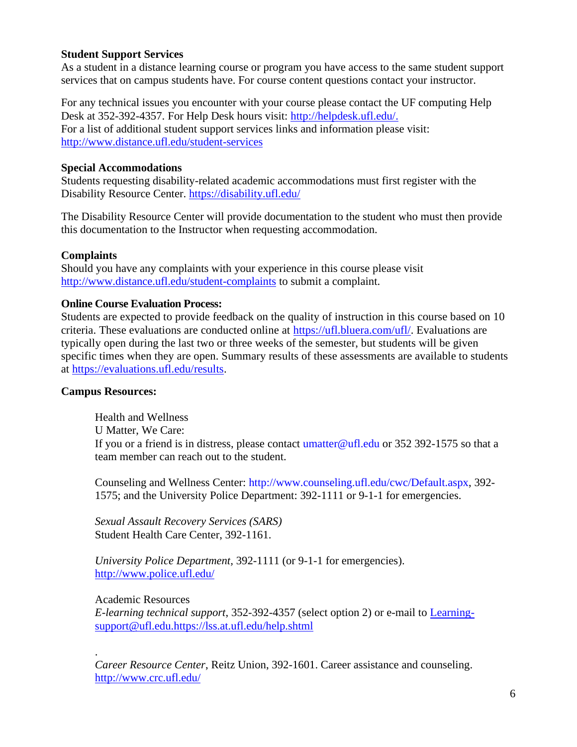**Student Support Services**

As a student in a distance learning course or program you have access to the same student support services that on campus students have. For course content questions contact your instructor.

For any technical issues you encounter with your course please contact the UF computing Help Desk at 352-392-4357. For Help Desk hours visit: http://helpdesk.ufl.edu/.
For a list of additional student support services links and information please visit: http://www.distance.ufl.edu/student-services

**Special Accommodations**

Students requesting disability-related academic accommodations must first register with the Disability Resource Center. https://disability.ufl.edu/

The Disability Resource Center will provide documentation to the student who must then provide this documentation to the Instructor when requesting accommodation.

**Complaints**

Should you have any complaints with your experience in this course please visit http://www.distance.ufl.edu/student-complaints to submit a complaint.

**Online Course Evaluation Process:**

Students are expected to provide feedback on the quality of instruction in this course based on 10 criteria. These evaluations are conducted online at https://ufl.bluera.com/ufl/. Evaluations are typically open during the last two or three weeks of the semester, but students will be given specific times when they are open. Summary results of these assessments are available to students at https://evaluations.ufl.edu/results.

**Campus Resources:**

Health and Wellness
U Matter, We Care:
If you or a friend is in distress, please contact umatter@ufl.edu or 352 392-1575 so that a team member can reach out to the student.

Counseling and Wellness Center: http://www.counseling.ufl.edu/cwc/Default.aspx, 392-1575; and the University Police Department: 392-1111 or 9-1-1 for emergencies.

*Sexual Assault Recovery Services (SARS)*
Student Health Care Center, 392-1161.

*University Police Department*, 392-1111 (or 9-1-1 for emergencies). http://www.police.ufl.edu/

Academic Resources
*E-learning technical support*, 352-392-4357 (select option 2) or e-mail to Learning-support@ufl.edu.https://lss.at.ufl.edu/help.shtml

.
*Career Resource Center*, Reitz Union, 392-1601. Career assistance and counseling. http://www.crc.ufl.edu/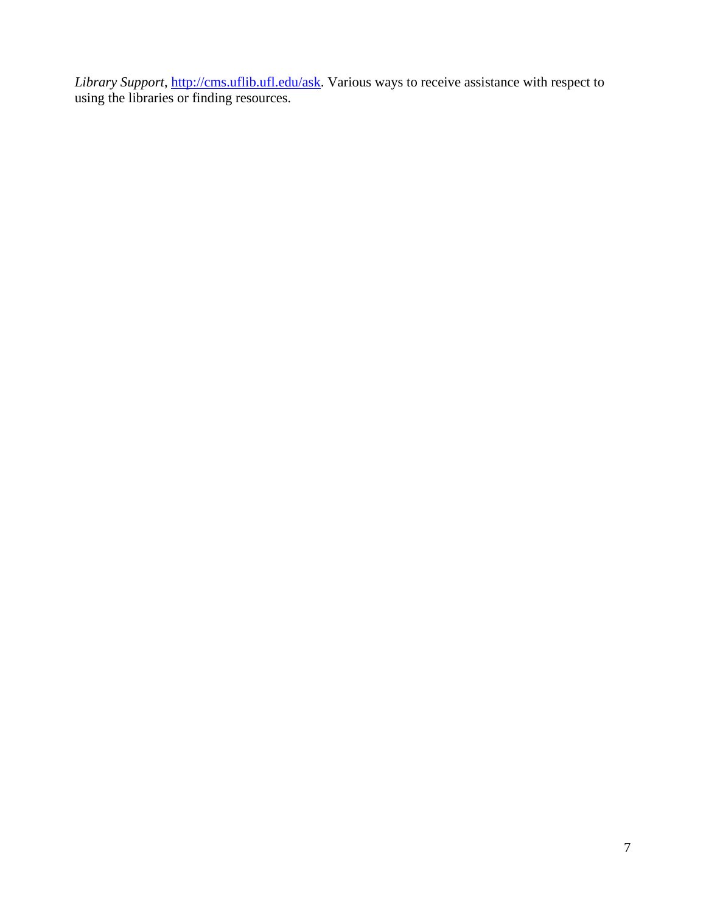*Library Support*, http://cms.uflib.ufl.edu/ask. Various ways to receive assistance with respect to using the libraries or finding resources.